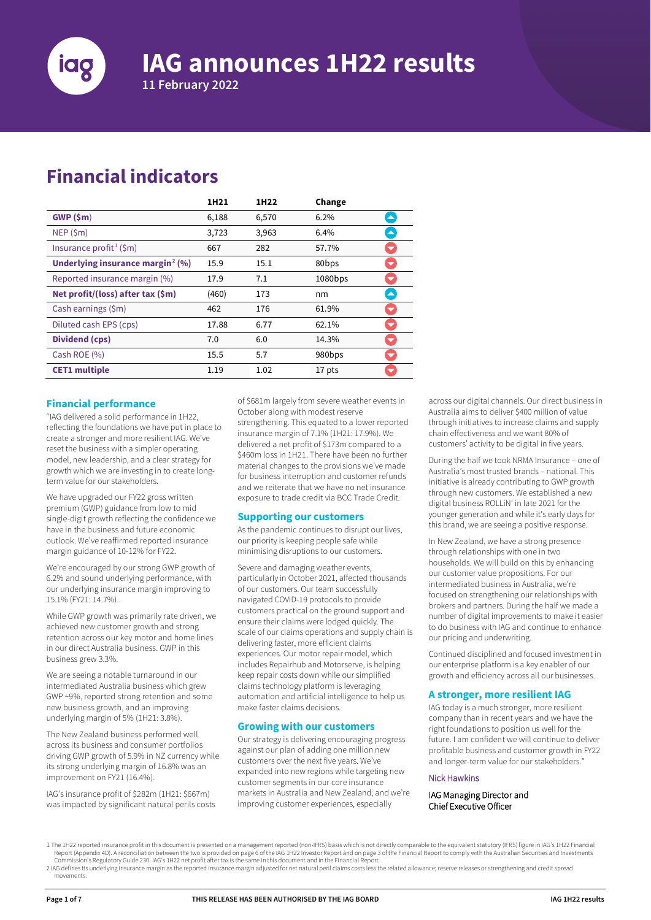# IAG announces 1H22 results

11 February 2022

## Financial indicators

| | 1H21 | 1H22 | Change | |
|---|---|---|---|---|
| **GWP ($m)** | 6,188 | 6,570 | 6.2% | ▲ |
| NEP ($m) | 3,723 | 3,963 | 6.4% | ▲ |
| Insurance profit[1] ($m) | 667 | 282 | 57.7% | ▼ |
| **Underlying insurance margin[2] (%)** | 15.9 | 15.1 | 80bps | ▼ |
| Reported insurance margin (%) | 17.9 | 7.1 | 1080bps | ▼ |
| **Net profit/(loss) after tax ($m)** | (460) | 173 | nm | ▲ |
| Cash earnings ($m) | 462 | 176 | 61.9% | ▼ |
| Diluted cash EPS (cps) | 17.88 | 6.77 | 62.1% | ▼ |
| **Dividend (cps)** | 7.0 | 6.0 | 14.3% | ▼ |
| Cash ROE (%) | 15.5 | 5.7 | 980bps | ▼ |
| **CET1 multiple** | 1.19 | 1.02 | 17 pts | ▼ |

### Financial performance

"IAG delivered a solid performance in 1H22, reflecting the foundations we have put in place to create a stronger and more resilient IAG. We've reset the business with a simpler operating model, new leadership, and a clear strategy for growth which we are investing in to create long-term value for our stakeholders.

We have upgraded our FY22 gross written premium (GWP) guidance from low to mid single-digit growth reflecting the confidence we have in the business and future economic outlook. We've reaffirmed reported insurance margin guidance of 10-12% for FY22.

We're encouraged by our strong GWP growth of 6.2% and sound underlying performance, with our underlying insurance margin improving to 15.1% (FY21: 14.7%).

While GWP growth was primarily rate driven, we achieved new customer growth and strong retention across our key motor and home lines in our direct Australia business. GWP in this business grew 3.3%.

We are seeing a notable turnaround in our intermediated Australia business which grew GWP ~9%, reported strong retention and some new business growth, and an improving underlying margin of 5% (1H21: 3.8%).

The New Zealand business performed well across its business and consumer portfolios driving GWP growth of 5.9% in NZ currency while its strong underlying margin of 16.8% was an improvement on FY21 (16.4%).

IAG's insurance profit of $282m (1H21: $667m) was impacted by significant natural perils costs of $681m largely from severe weather events in October along with modest reserve strengthening. This equated to a lower reported insurance margin of 7.1% (1H21: 17.9%). We delivered a net profit of $173m compared to a $460m loss in 1H21. There have been no further material changes to the provisions we've made for business interruption and customer refunds and we reiterate that we have no net insurance exposure to trade credit via BCC Trade Credit.

### Supporting our customers

As the pandemic continues to disrupt our lives, our priority is keeping people safe while minimising disruptions to our customers.

Severe and damaging weather events, particularly in October 2021, affected thousands of our customers. Our team successfully navigated COVID-19 protocols to provide customers practical on the ground support and ensure their claims were lodged quickly. The scale of our claims operations and supply chain is delivering faster, more efficient claims experiences. Our motor repair model, which includes Repairhub and Motorserve, is helping keep repair costs down while our simplified claims technology platform is leveraging automation and artificial intelligence to help us make faster claims decisions.

### Growing with our customers

Our strategy is delivering encouraging progress against our plan of adding one million new customers over the next five years. We've expanded into new regions while targeting new customer segments in our core insurance markets in Australia and New Zealand, and we're improving customer experiences, especially across our digital channels. Our direct business in Australia aims to deliver $400 million of value through initiatives to increase claims and supply chain effectiveness and we want 80% of customers' activity to be digital in five years.

During the half we took NRMA Insurance – one of Australia's most trusted brands – national. This initiative is already contributing to GWP growth through new customers. We established a new digital business ROLLiN' in late 2021 for the younger generation and while it's early days for this brand, we are seeing a positive response.

In New Zealand, we have a strong presence through relationships with one in two households. We will build on this by enhancing our customer value propositions. For our intermediated business in Australia, we're focused on strengthening our relationships with brokers and partners. During the half we made a number of digital improvements to make it easier to do business with IAG and continue to enhance our pricing and underwriting.

Continued disciplined and focused investment in our enterprise platform is a key enabler of our growth and efficiency across all our businesses.

### A stronger, more resilient IAG

IAG today is a much stronger, more resilient company than in recent years and we have the right foundations to position us well for the future. I am confident we will continue to deliver profitable business and customer growth in FY22 and longer-term value for our stakeholders."

Nick Hawkins

IAG Managing Director and Chief Executive Officer

---

1 The 1H22 reported insurance profit in this document is presented on a management reported (non-IFRS) basis which is not directly comparable to the equivalent statutory (IFRS) figure in IAG's 1H22 Financial Report (Appendix 4D). A reconciliation between the two is provided on page 6 of the IAG 1H22 Investor Report and on page 3 of the Financial Report to comply with the Australian Securities and Investments Commission's Regulatory Guide 230. IAG's 1H22 net profit after tax is the same in this document and in the Financial Report.

2 IAG defines its underlying insurance margin as the reported insurance margin adjusted for net natural peril claims costs less the related allowance; reserve releases or strengthening and credit spread movements.

THIS RELEASE HAS BEEN AUTHORISED BY THE IAG BOARD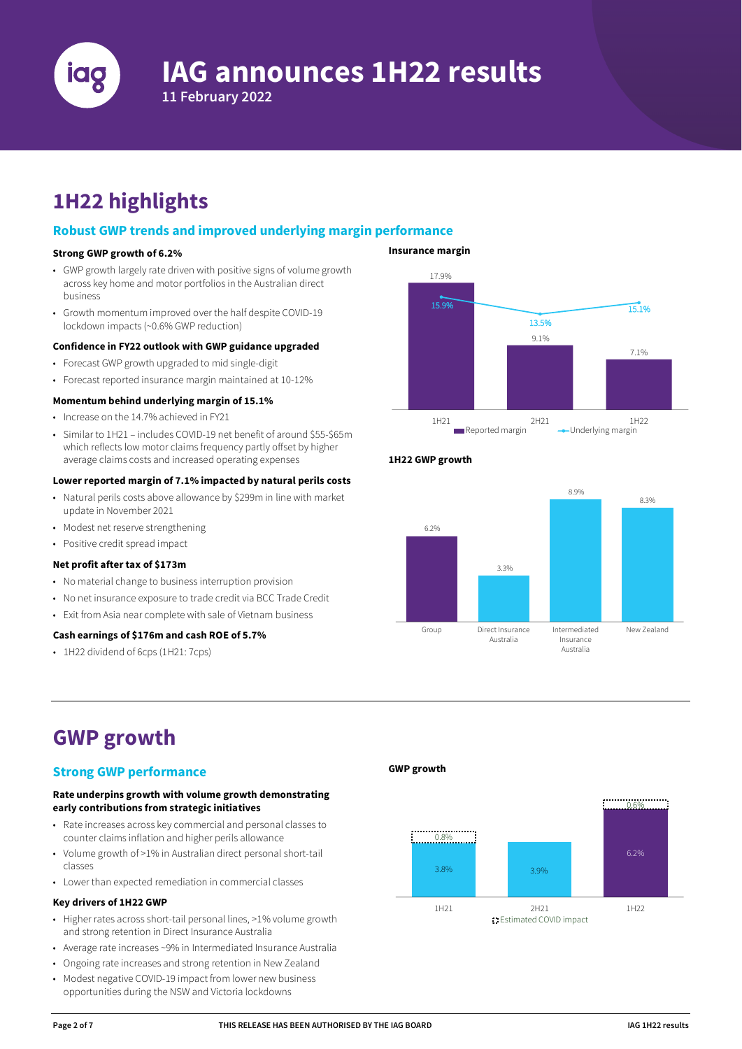# IAG announces 1H22 results

11 February 2022

## 1H22 highlights

### Robust GWP trends and improved underlying margin performance

**Strong GWP growth of 6.2%**

- GWP growth largely rate driven with positive signs of volume growth across key home and motor portfolios in the Australian direct business
- Growth momentum improved over the half despite COVID-19 lockdown impacts (~0.6% GWP reduction)

**Confidence in FY22 outlook with GWP guidance upgraded**

- Forecast GWP growth upgraded to mid single-digit
- Forecast reported insurance margin maintained at 10-12%

**Momentum behind underlying margin of 15.1%**

- Increase on the 14.7% achieved in FY21
- Similar to 1H21 – includes COVID-19 net benefit of around $55-$65m which reflects low motor claims frequency partly offset by higher average claims costs and increased operating expenses

**Lower reported margin of 7.1% impacted by natural perils costs**

- Natural perils costs above allowance by $299m in line with market update in November 2021
- Modest net reserve strengthening
- Positive credit spread impact

**Net profit after tax of $173m**

- No material change to business interruption provision
- No net insurance exposure to trade credit via BCC Trade Credit
- Exit from Asia near complete with sale of Vietnam business

**Cash earnings of $176m and cash ROE of 5.7%**

- 1H22 dividend of 6cps (1H21: 7cps)

**Insurance margin**

| | 1H21 | 2H21 | 1H22 |
|---|---|---|---|
| Reported margin | 17.9% | 9.1% | 7.1% |
| Underlying margin | 15.9% | 13.5% | 15.1% |

**1H22 GWP growth**

| Group | Direct Insurance Australia | Intermediated Insurance Australia | New Zealand |
|---|---|---|---|
| 6.2% | 3.3% | 8.9% | 8.3% |

## GWP growth

### Strong GWP performance

**Rate underpins growth with volume growth demonstrating early contributions from strategic initiatives**

- Rate increases across key commercial and personal classes to counter claims inflation and higher perils allowance
- Volume growth of >1% in Australian direct personal short-tail classes
- Lower than expected remediation in commercial classes

**Key drivers of 1H22 GWP**

- Higher rates across short-tail personal lines, >1% volume growth and strong retention in Direct Insurance Australia
- Average rate increases ~9% in Intermediated Insurance Australia
- Ongoing rate increases and strong retention in New Zealand
- Modest negative COVID-19 impact from lower new business opportunities during the NSW and Victoria lockdowns

**GWP growth**

| | 1H21 | 2H21 | 1H22 |
|---|---|---|---|
| GWP growth | 3.8% | 3.9% | 6.2% |
| Estimated COVID impact | 0.8% | | 0.6% |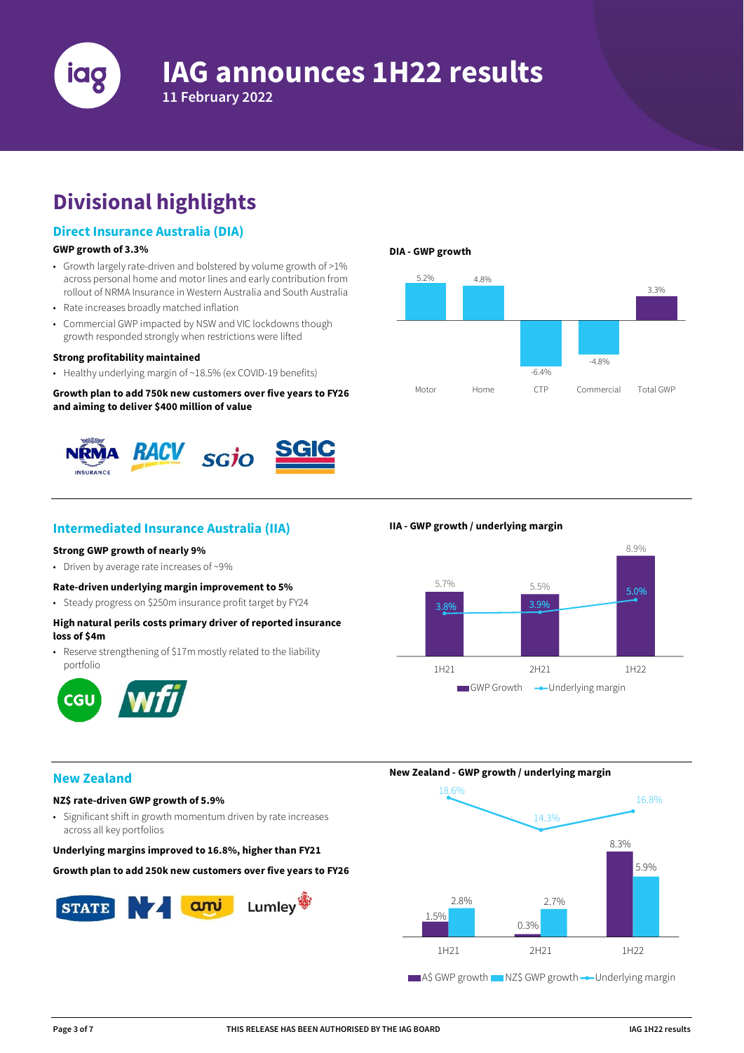# IAG announces 1H22 results

11 February 2022

## Divisional highlights

### Direct Insurance Australia (DIA)

**GWP growth of 3.3%**

- Growth largely rate-driven and bolstered by volume growth of >1% across personal home and motor lines and early contribution from rollout of NRMA Insurance in Western Australia and South Australia
- Rate increases broadly matched inflation
- Commercial GWP impacted by NSW and VIC lockdowns though growth responded strongly when restrictions were lifted

**Strong profitability maintained**

- Healthy underlying margin of ~18.5% (ex COVID-19 benefits)

**Growth plan to add 750k new customers over five years to FY26 and aiming to deliver $400 million of value**

**DIA - GWP growth**

| | Motor | Home | CTP | Commercial | Total GWP |
|---|---|---|---|---|---|
| GWP growth | 5.2% | 4.8% | -6.4% | -4.8% | 3.3% |

### Intermediated Insurance Australia (IIA)

**Strong GWP growth of nearly 9%**

- Driven by average rate increases of ~9%

**Rate-driven underlying margin improvement to 5%**

- Steady progress on $250m insurance profit target by FY24

**High natural perils costs primary driver of reported insurance loss of $4m**

- Reserve strengthening of $17m mostly related to the liability portfolio

**IIA - GWP growth / underlying margin**

| | 1H21 | 2H21 | 1H22 |
|---|---|---|---|
| GWP Growth | 5.7% | 5.5% | 8.9% |
| Underlying margin | 3.8% | 3.9% | 5.0% |

### New Zealand

**NZ$ rate-driven GWP growth of 5.9%**

- Significant shift in growth momentum driven by rate increases across all key portfolios

**Underlying margins improved to 16.8%, higher than FY21**

**Growth plan to add 250k new customers over five years to FY26**

**New Zealand - GWP growth / underlying margin**

| | 1H21 | 2H21 | 1H22 |
|---|---|---|---|
| A$ GWP growth | 1.5% | 0.3% | 8.3% |
| NZ$ GWP growth | 2.8% | 2.7% | 5.9% |
| Underlying margin | 18.6% | 14.3% | 16.8% |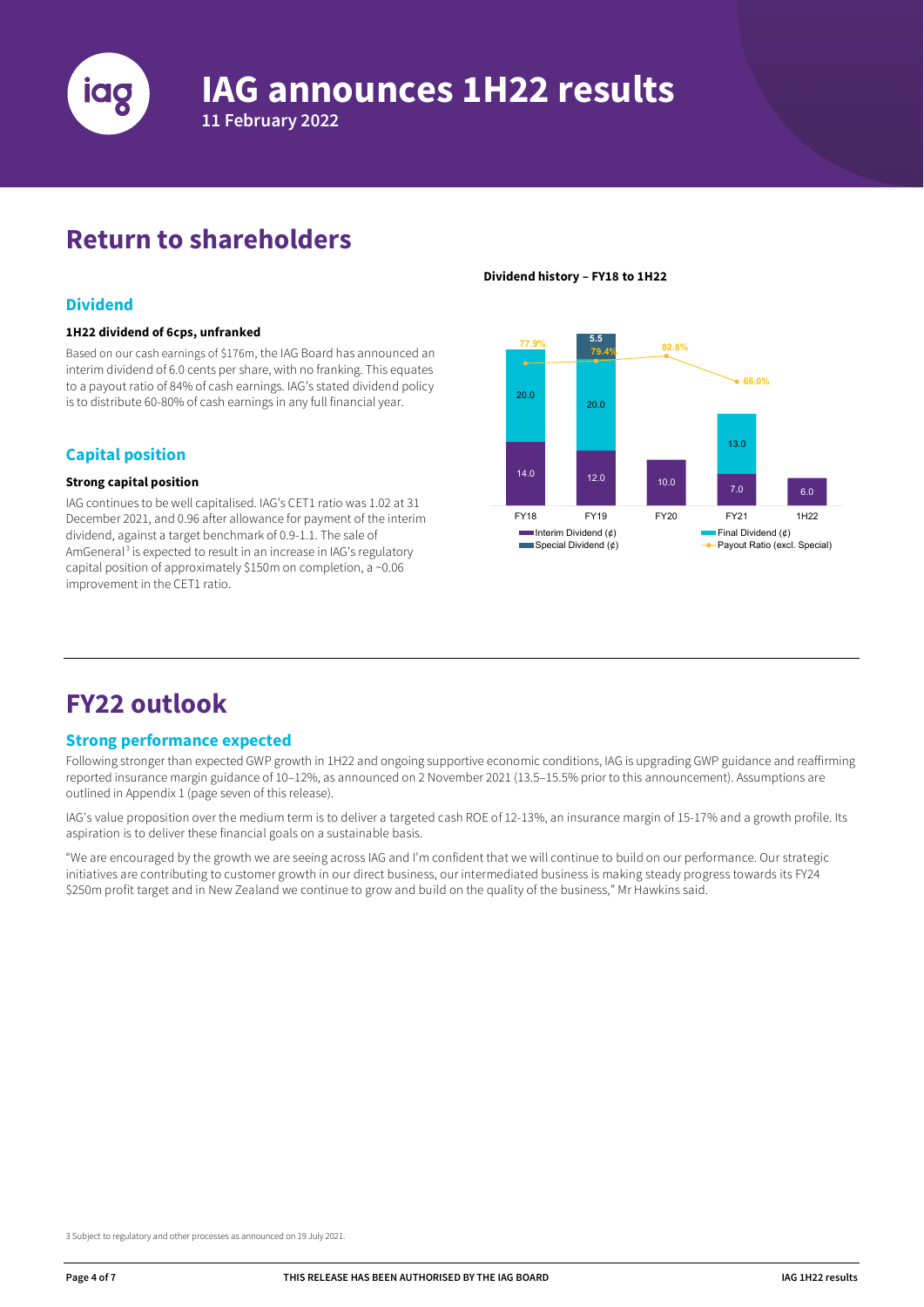# IAG announces 1H22 results

11 February 2022

## Return to shareholders

### Dividend

**1H22 dividend of 6cps, unfranked**

Based on our cash earnings of $176m, the IAG Board has announced an interim dividend of 6.0 cents per share, with no franking. This equates to a payout ratio of 84% of cash earnings. IAG's stated dividend policy is to distribute 60-80% of cash earnings in any full financial year.

### Capital position

**Strong capital position**

IAG continues to be well capitalised. IAG's CET1 ratio was 1.02 at 31 December 2021, and 0.96 after allowance for payment of the interim dividend, against a target benchmark of 0.9-1.1. The sale of AmGeneral[3] is expected to result in an increase in IAG's regulatory capital position of approximately $150m on completion, a ~0.06 improvement in the CET1 ratio.

**Dividend history – FY18 to 1H22**

| | FY18 | FY19 | FY20 | FY21 | 1H22 |
|---|---|---|---|---|---|
| Interim Dividend (¢) | 14.0 | 12.0 | 10.0 | 7.0 | 6.0 |
| Final Dividend (¢) | 20.0 | 20.0 | | 13.0 | |
| Special Dividend (¢) | | 5.5 | | | |
| Payout Ratio (excl. Special) | 77.9% | 79.4% | 82.8% | 66.0% | |

## FY22 outlook

### Strong performance expected

Following stronger than expected GWP growth in 1H22 and ongoing supportive economic conditions, IAG is upgrading GWP guidance and reaffirming reported insurance margin guidance of 10–12%, as announced on 2 November 2021 (13.5–15.5% prior to this announcement). Assumptions are outlined in Appendix 1 (page seven of this release).

IAG's value proposition over the medium term is to deliver a targeted cash ROE of 12-13%, an insurance margin of 15-17% and a growth profile. Its aspiration is to deliver these financial goals on a sustainable basis.

"We are encouraged by the growth we are seeing across IAG and I'm confident that we will continue to build on our performance. Our strategic initiatives are contributing to customer growth in our direct business, our intermediated business is making steady progress towards its FY24 $250m profit target and in New Zealand we continue to grow and build on the quality of the business," Mr Hawkins said.

3 Subject to regulatory and other processes as announced on 19 July 2021.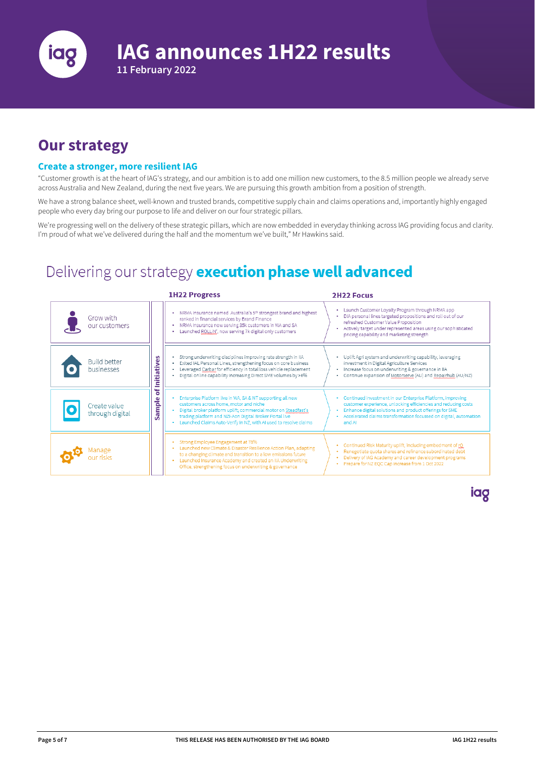# IAG announces 1H22 results

**11 February 2022**

## Our strategy

### Create a stronger, more resilient IAG

"Customer growth is at the heart of IAG's strategy, and our ambition is to add one million new customers, to the 8.5 million people we already serve across Australia and New Zealand, during the next five years. We are pursuing this growth ambition from a position of strength.

We have a strong balance sheet, well-known and trusted brands, competitive supply chain and claims operations and, importantly highly engaged people who every day bring our purpose to life and deliver on our four strategic pillars.

We're progressing well on the delivery of these strategic pillars, which are now embedded in everyday thinking across IAG providing focus and clarity. I'm proud of what we've delivered during the half and the momentum we've built," Mr Hawkins said.

## Delivering our strategy **execution phase well advanced**

*Sample of Initiatives*

| | 1H22 Progress | 2H22 Focus |
|---|---|---|
| Grow with our customers | • NRMA Insurance named Australia's 5th strongest brand and highest ranked in financial services by Brand Finance<br>• NRMA Insurance now serving 35k customers in WA and SA<br>• Launched ROLLiN', now serving 7k digital only customers | • Launch Customer Loyalty Program through NRMA app<br>• DIA personal lines targeted propositions and roll out of our refreshed Customer Value Proposition<br>• Actively target under represented areas using our sophisticated pricing capability and marketing strength |
| Build better businesses | • Strong underwriting disciplines improving rate strength in IIA<br>• Exited IAL Personal Lines, strengthening focus on core business<br>• Leveraged Carbar for efficiency in total loss vehicle replacement<br>• Digital online capability increasing Direct SME volumes by >6% | • Uplift Agri system and underwriting capability, leveraging investment in Digital Agriculture Services<br>• Increase focus on underwriting & governance in IIA<br>• Continue expansion of Motorserve (AU) and Repairhub (AU/NZ) |
| Create value through digital | • Enterprise Platform live in WA, SA & NT supporting all new customers across home, motor and niche<br>• Digital broker platform uplift, commercial motor on Steadfast's trading platform and NZI-Aon Digital Broker Portal live<br>• Launched Claims Auto-Verify in NZ, with AI used to resolve claims | • Continued investment in our Enterprise Platform, improving customer experience, unlocking efficiencies and reducing costs<br>• Enhance digital solutions and product offerings for SME<br>• Accelerated claims transformation focused on digital, automation and AI |
| Manage our risks | • Strong Employee Engagement at 75%<br>• Launched new Climate & Disaster Resilience Action Plan, adapting to a changing climate and transition to a low emissions future<br>• Launched Insurance Academy and created an IIA Underwriting Office, strengthening focus on underwriting & governance | • Continued Risk Maturity uplift, including embedment of rQ<br>• Renegotiate quota shares and refinance subordinated debt<br>• Delivery of IAG Academy and career development programs<br>• Prepare for NZ EQC Cap increase from 1 Oct 2022 |

THIS RELEASE HAS BEEN AUTHORISED BY THE IAG BOARD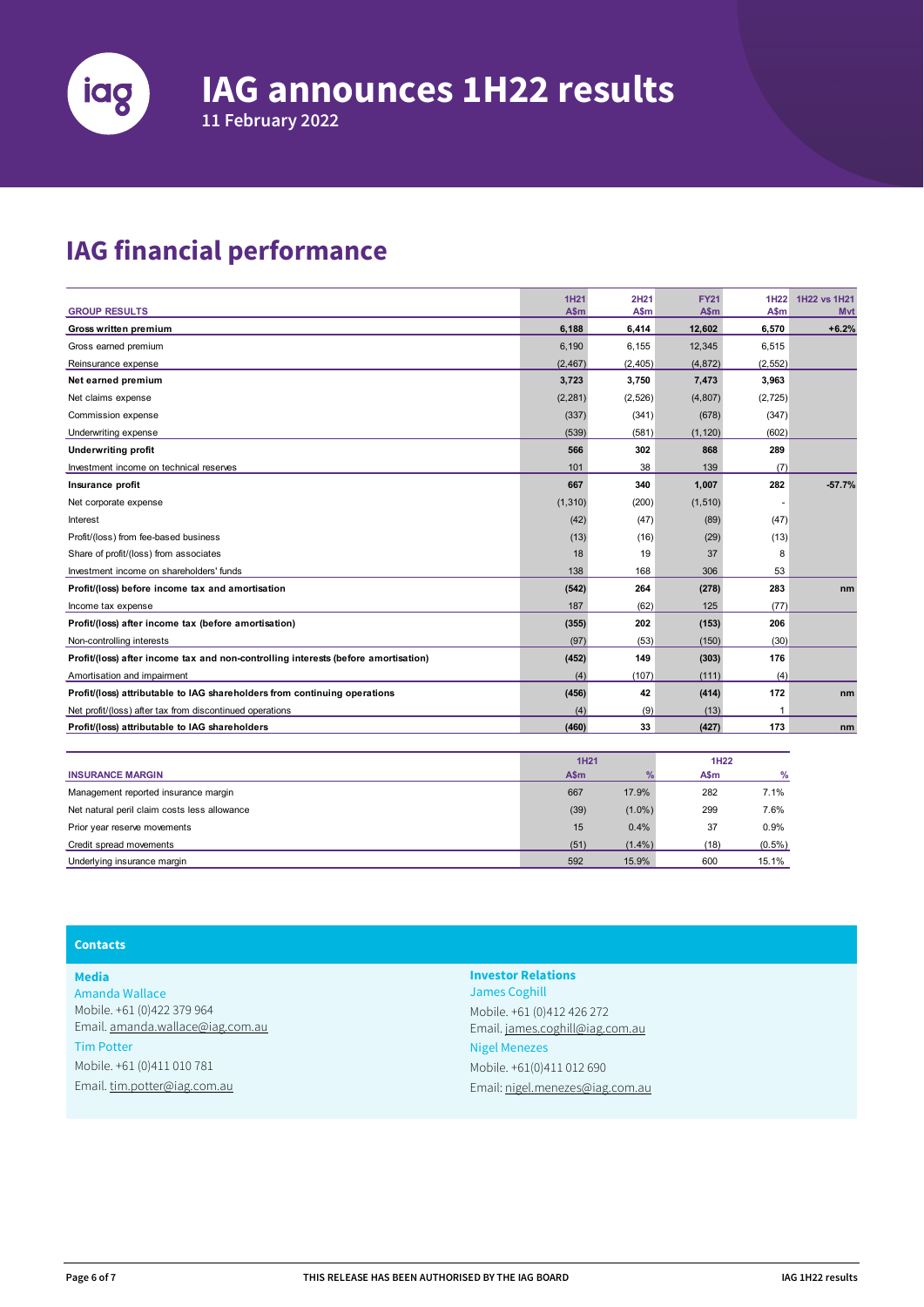# IAG announces 1H22 results

11 February 2022

## IAG financial performance

| GROUP RESULTS | 1H21 A$m | 2H21 A$m | FY21 A$m | 1H22 A$m | 1H22 vs 1H21 Mvt |
|---|---|---|---|---|---|
| **Gross written premium** | **6,188** | **6,414** | **12,602** | **6,570** | **+6.2%** |
| Gross earned premium | 6,190 | 6,155 | 12,345 | 6,515 | |
| Reinsurance expense | (2,467) | (2,405) | (4,872) | (2,552) | |
| **Net earned premium** | **3,723** | **3,750** | **7,473** | **3,963** | |
| Net claims expense | (2,281) | (2,526) | (4,807) | (2,725) | |
| Commission expense | (337) | (341) | (678) | (347) | |
| Underwriting expense | (539) | (581) | (1,120) | (602) | |
| **Underwriting profit** | **566** | **302** | **868** | **289** | |
| Investment income on technical reserves | 101 | 38 | 139 | (7) | |
| **Insurance profit** | **667** | **340** | **1,007** | **282** | **-57.7%** |
| Net corporate expense | (1,310) | (200) | (1,510) | - | |
| Interest | (42) | (47) | (89) | (47) | |
| Profit/(loss) from fee-based business | (13) | (16) | (29) | (13) | |
| Share of profit/(loss) from associates | 18 | 19 | 37 | 8 | |
| Investment income on shareholders' funds | 138 | 168 | 306 | 53 | |
| **Profit/(loss) before income tax and amortisation** | **(542)** | **264** | **(278)** | **283** | **nm** |
| Income tax expense | 187 | (62) | 125 | (77) | |
| **Profit/(loss) after income tax (before amortisation)** | **(355)** | **202** | **(153)** | **206** | |
| Non-controlling interests | (97) | (53) | (150) | (30) | |
| **Profit/(loss) after income tax and non-controlling interests (before amortisation)** | **(452)** | **149** | **(303)** | **176** | |
| Amortisation and impairment | (4) | (107) | (111) | (4) | |
| **Profit/(loss) attributable to IAG shareholders from continuing operations** | **(456)** | **42** | **(414)** | **172** | **nm** |
| Net profit/(loss) after tax from discontinued operations | (4) | (9) | (13) | 1 | |
| **Profit/(loss) attributable to IAG shareholders** | **(460)** | **33** | **(427)** | **173** | **nm** |

| INSURANCE MARGIN | 1H21 A$m | 1H21 % | 1H22 A$m | 1H22 % |
|---|---|---|---|---|
| Management reported insurance margin | 667 | 17.9% | 282 | 7.1% |
| Net natural peril claim costs less allowance | (39) | (1.0%) | 299 | 7.6% |
| Prior year reserve movements | 15 | 0.4% | 37 | 0.9% |
| Credit spread movements | (51) | (1.4%) | (18) | (0.5%) |
| Underlying insurance margin | 592 | 15.9% | 600 | 15.1% |

### Contacts

**Media**

Amanda Wallace
Mobile. +61 (0)422 379 964
Email. amanda.wallace@iag.com.au

Tim Potter
Mobile. +61 (0)411 010 781
Email. tim.potter@iag.com.au

**Investor Relations**

James Coghill
Mobile. +61 (0)412 426 272
Email. james.coghill@iag.com.au

Nigel Menezes
Mobile. +61(0)411 012 690
Email: nigel.menezes@iag.com.au

THIS RELEASE HAS BEEN AUTHORISED BY THE IAG BOARD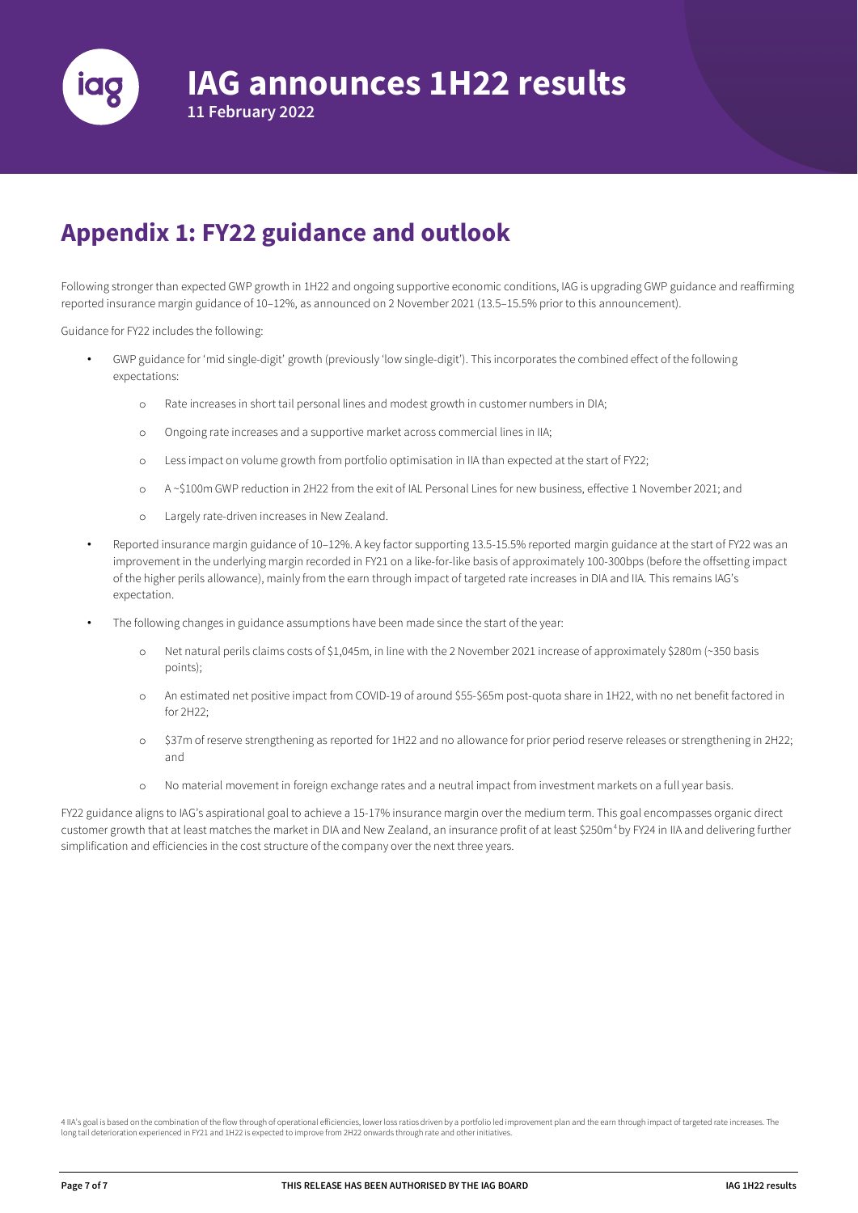# Appendix 1: FY22 guidance and outlook

Following stronger than expected GWP growth in 1H22 and ongoing supportive economic conditions, IAG is upgrading GWP guidance and reaffirming reported insurance margin guidance of 10–12%, as announced on 2 November 2021 (13.5–15.5% prior to this announcement).

Guidance for FY22 includes the following:

- GWP guidance for 'mid single-digit' growth (previously 'low single-digit'). This incorporates the combined effect of the following expectations:
  - Rate increases in short tail personal lines and modest growth in customer numbers in DIA;
  - Ongoing rate increases and a supportive market across commercial lines in IIA;
  - Less impact on volume growth from portfolio optimisation in IIA than expected at the start of FY22;
  - A ~$100m GWP reduction in 2H22 from the exit of IAL Personal Lines for new business, effective 1 November 2021; and
  - Largely rate-driven increases in New Zealand.
- Reported insurance margin guidance of 10–12%. A key factor supporting 13.5-15.5% reported margin guidance at the start of FY22 was an improvement in the underlying margin recorded in FY21 on a like-for-like basis of approximately 100-300bps (before the offsetting impact of the higher perils allowance), mainly from the earn through impact of targeted rate increases in DIA and IIA. This remains IAG's expectation.
- The following changes in guidance assumptions have been made since the start of the year:
  - Net natural perils claims costs of $1,045m, in line with the 2 November 2021 increase of approximately $280m (~350 basis points);
  - An estimated net positive impact from COVID-19 of around $55-$65m post-quota share in 1H22, with no net benefit factored in for 2H22;
  - $37m of reserve strengthening as reported for 1H22 and no allowance for prior period reserve releases or strengthening in 2H22; and
  - No material movement in foreign exchange rates and a neutral impact from investment markets on a full year basis.

FY22 guidance aligns to IAG's aspirational goal to achieve a 15-17% insurance margin over the medium term. This goal encompasses organic direct customer growth that at least matches the market in DIA and New Zealand, an insurance profit of at least $250m[4] by FY24 in IIA and delivering further simplification and efficiencies in the cost structure of the company over the next three years.

4 IIA's goal is based on the combination of the flow through of operational efficiencies, lower loss ratios driven by a portfolio led improvement plan and the earn through impact of targeted rate increases. The long tail deterioration experienced in FY21 and 1H22 is expected to improve from 2H22 onwards through rate and other initiatives.